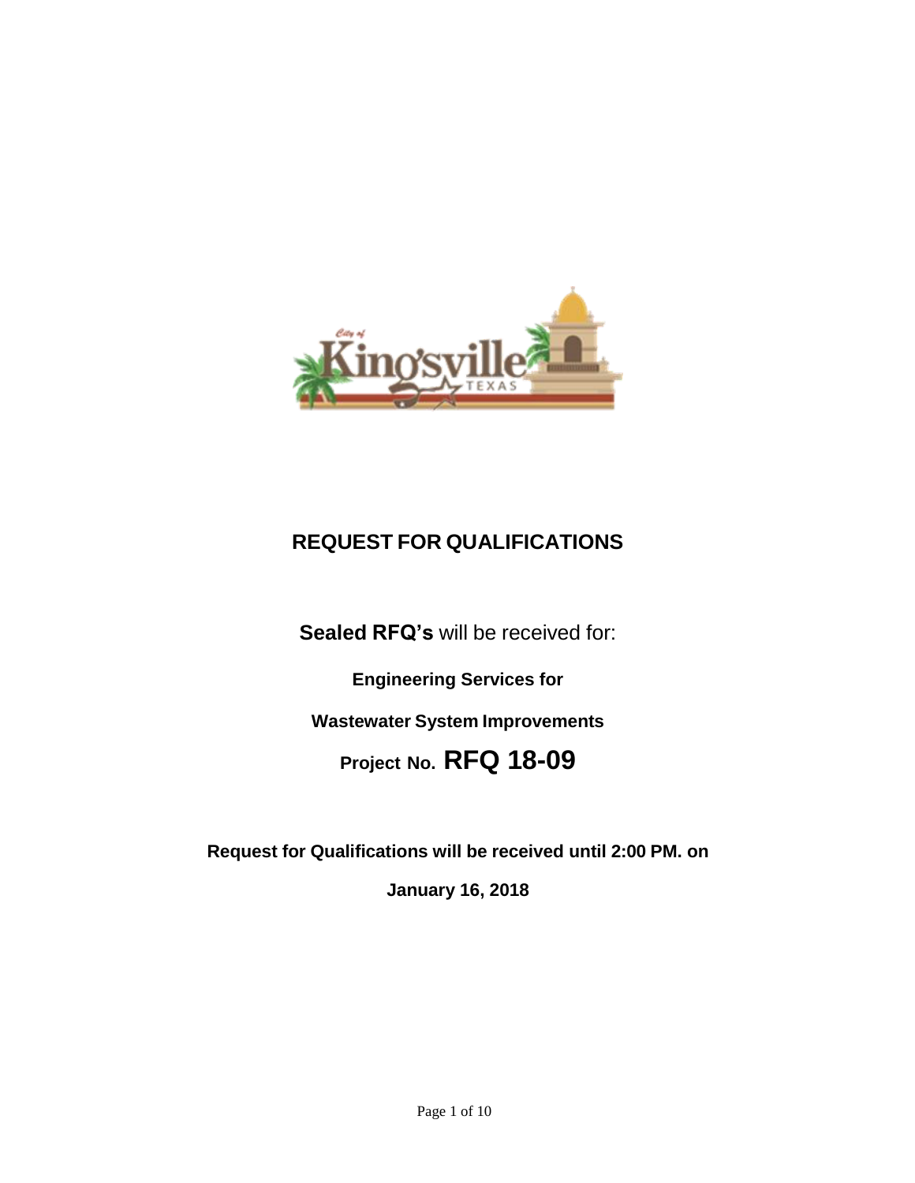# REQUEST FOR QUALIFICATIONS

**Sealed RFQ's** will be received for:

**Engineering Services for**

**Wastewater System Improvements**

**Project No. RFQ 18-09**

**Request for Qualifications will be received until 2:00 PM. on**

**January 16, 2018**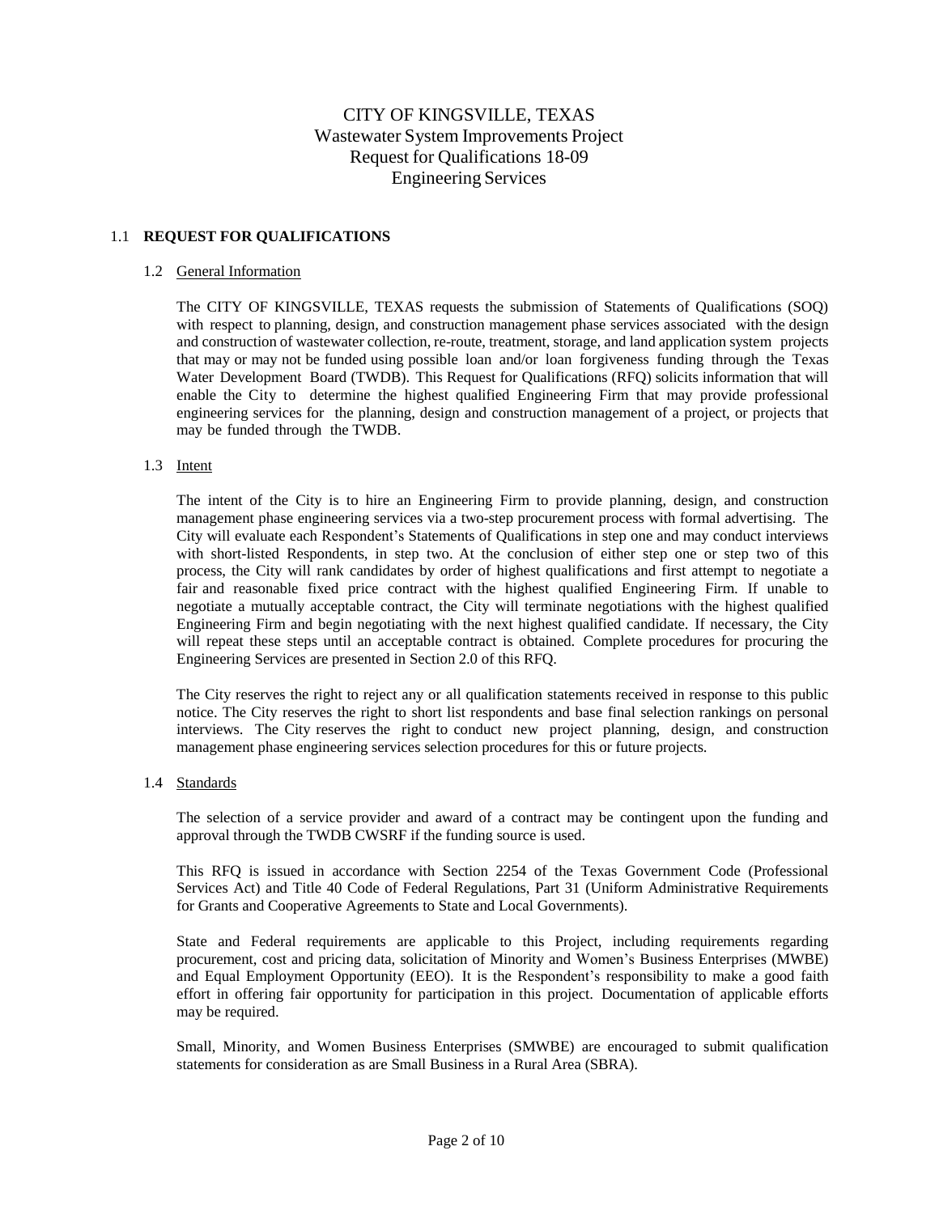# CITY OF KINGSVILLE, TEXAS
## Wastewater System Improvements Project
## Request for Qualifications 18-09
## Engineering Services

### 1.1 **REQUEST FOR QUALIFICATIONS**

#### 1.2 General Information

The CITY OF KINGSVILLE, TEXAS requests the submission of Statements of Qualifications (SOQ) with respect to planning, design, and construction management phase services associated with the design and construction of wastewater collection, re-route, treatment, storage, and land application system projects that may or may not be funded using possible loan and/or loan forgiveness funding through the Texas Water Development Board (TWDB). This Request for Qualifications (RFQ) solicits information that will enable the City to determine the highest qualified Engineering Firm that may provide professional engineering services for the planning, design and construction management of a project, or projects that may be funded through the TWDB.

#### 1.3 Intent

The intent of the City is to hire an Engineering Firm to provide planning, design, and construction management phase engineering services via a two-step procurement process with formal advertising. The City will evaluate each Respondent's Statements of Qualifications in step one and may conduct interviews with short-listed Respondents, in step two. At the conclusion of either step one or step two of this process, the City will rank candidates by order of highest qualifications and first attempt to negotiate a fair and reasonable fixed price contract with the highest qualified Engineering Firm. If unable to negotiate a mutually acceptable contract, the City will terminate negotiations with the highest qualified Engineering Firm and begin negotiating with the next highest qualified candidate. If necessary, the City will repeat these steps until an acceptable contract is obtained. Complete procedures for procuring the Engineering Services are presented in Section 2.0 of this RFQ.

The City reserves the right to reject any or all qualification statements received in response to this public notice. The City reserves the right to short list respondents and base final selection rankings on personal interviews. The City reserves the right to conduct new project planning, design, and construction management phase engineering services selection procedures for this or future projects.

#### 1.4 Standards

The selection of a service provider and award of a contract may be contingent upon the funding and approval through the TWDB CWSRF if the funding source is used.

This RFQ is issued in accordance with Section 2254 of the Texas Government Code (Professional Services Act) and Title 40 Code of Federal Regulations, Part 31 (Uniform Administrative Requirements for Grants and Cooperative Agreements to State and Local Governments).

State and Federal requirements are applicable to this Project, including requirements regarding procurement, cost and pricing data, solicitation of Minority and Women's Business Enterprises (MWBE) and Equal Employment Opportunity (EEO). It is the Respondent's responsibility to make a good faith effort in offering fair opportunity for participation in this project. Documentation of applicable efforts may be required.

Small, Minority, and Women Business Enterprises (SMWBE) are encouraged to submit qualification statements for consideration as are Small Business in a Rural Area (SBRA).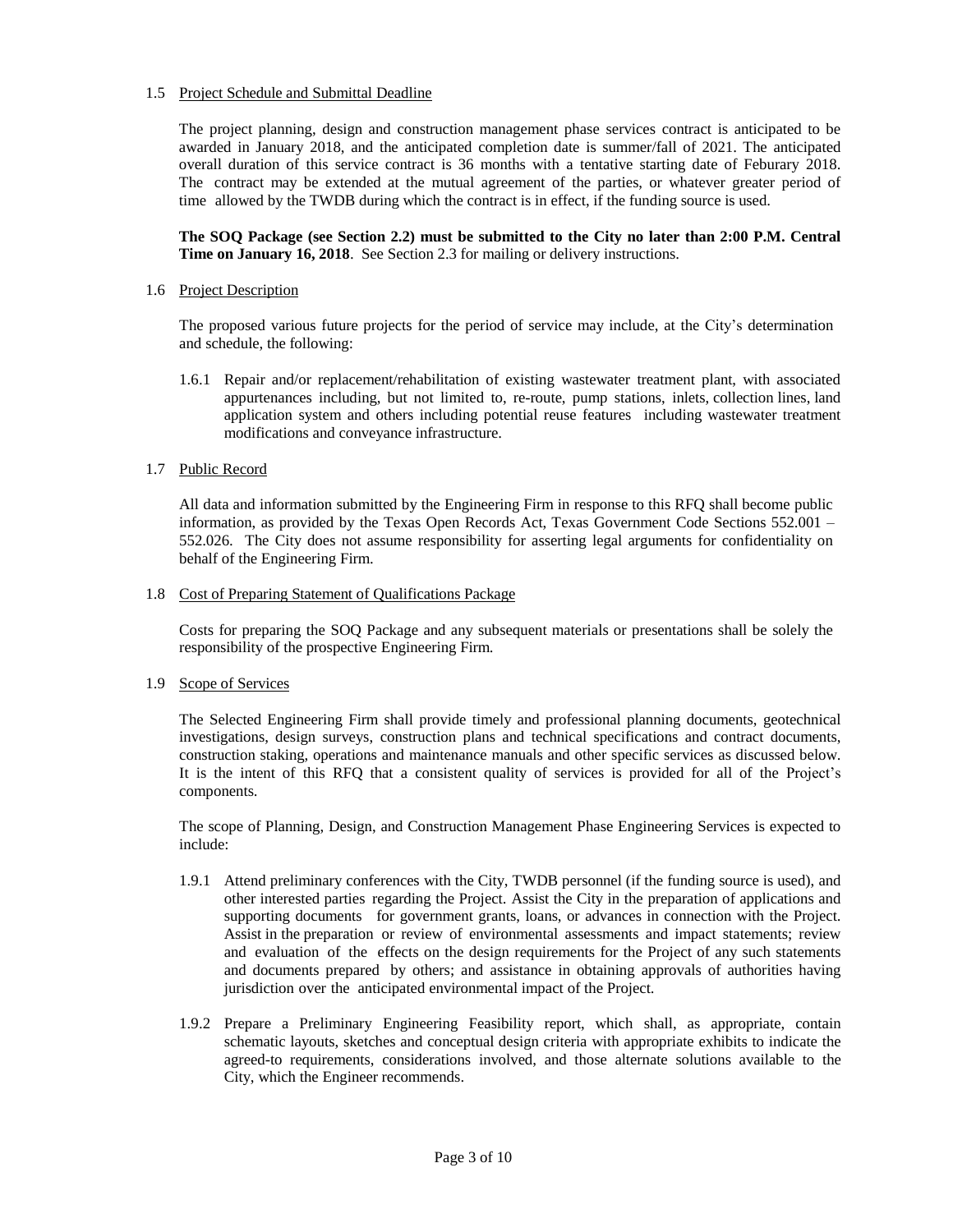### 1.5 Project Schedule and Submittal Deadline

The project planning, design and construction management phase services contract is anticipated to be awarded in January 2018, and the anticipated completion date is summer/fall of 2021. The anticipated overall duration of this service contract is 36 months with a tentative starting date of Feburary 2018. The contract may be extended at the mutual agreement of the parties, or whatever greater period of time allowed by the TWDB during which the contract is in effect, if the funding source is used.

**The SOQ Package (see Section 2.2) must be submitted to the City no later than 2:00 P.M. Central Time on January 16, 2018**. See Section 2.3 for mailing or delivery instructions.

### 1.6 Project Description

The proposed various future projects for the period of service may include, at the City's determination and schedule, the following:

1.6.1 Repair and/or replacement/rehabilitation of existing wastewater treatment plant, with associated appurtenances including, but not limited to, re-route, pump stations, inlets, collection lines, land application system and others including potential reuse features including wastewater treatment modifications and conveyance infrastructure.

### 1.7 Public Record

All data and information submitted by the Engineering Firm in response to this RFQ shall become public information, as provided by the Texas Open Records Act, Texas Government Code Sections 552.001 – 552.026. The City does not assume responsibility for asserting legal arguments for confidentiality on behalf of the Engineering Firm.

### 1.8 Cost of Preparing Statement of Qualifications Package

Costs for preparing the SOQ Package and any subsequent materials or presentations shall be solely the responsibility of the prospective Engineering Firm.

### 1.9 Scope of Services

The Selected Engineering Firm shall provide timely and professional planning documents, geotechnical investigations, design surveys, construction plans and technical specifications and contract documents, construction staking, operations and maintenance manuals and other specific services as discussed below. It is the intent of this RFQ that a consistent quality of services is provided for all of the Project's components.

The scope of Planning, Design, and Construction Management Phase Engineering Services is expected to include:

1.9.1 Attend preliminary conferences with the City, TWDB personnel (if the funding source is used), and other interested parties regarding the Project. Assist the City in the preparation of applications and supporting documents for government grants, loans, or advances in connection with the Project. Assist in the preparation or review of environmental assessments and impact statements; review and evaluation of the effects on the design requirements for the Project of any such statements and documents prepared by others; and assistance in obtaining approvals of authorities having jurisdiction over the anticipated environmental impact of the Project.

1.9.2 Prepare a Preliminary Engineering Feasibility report, which shall, as appropriate, contain schematic layouts, sketches and conceptual design criteria with appropriate exhibits to indicate the agreed-to requirements, considerations involved, and those alternate solutions available to the City, which the Engineer recommends.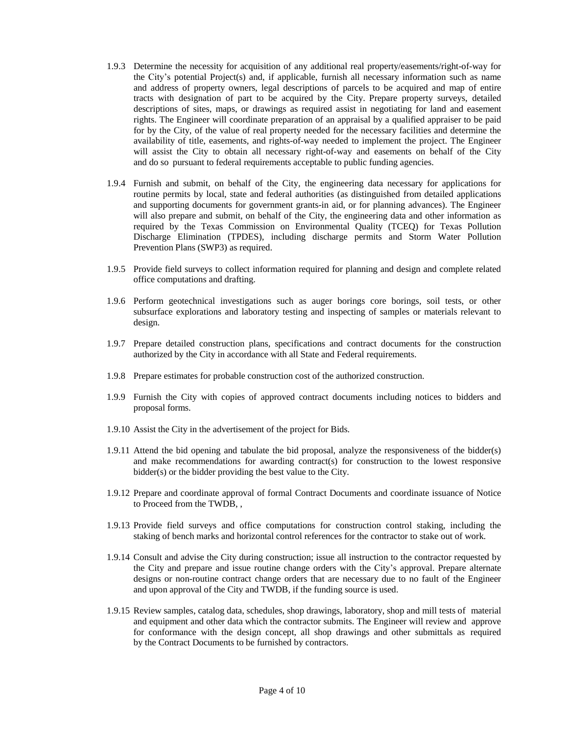1.9.3 Determine the necessity for acquisition of any additional real property/easements/right-of-way for the City's potential Project(s) and, if applicable, furnish all necessary information such as name and address of property owners, legal descriptions of parcels to be acquired and map of entire tracts with designation of part to be acquired by the City. Prepare property surveys, detailed descriptions of sites, maps, or drawings as required assist in negotiating for land and easement rights. The Engineer will coordinate preparation of an appraisal by a qualified appraiser to be paid for by the City, of the value of real property needed for the necessary facilities and determine the availability of title, easements, and rights-of-way needed to implement the project. The Engineer will assist the City to obtain all necessary right-of-way and easements on behalf of the City and do so pursuant to federal requirements acceptable to public funding agencies.

1.9.4 Furnish and submit, on behalf of the City, the engineering data necessary for applications for routine permits by local, state and federal authorities (as distinguished from detailed applications and supporting documents for government grants-in aid, or for planning advances). The Engineer will also prepare and submit, on behalf of the City, the engineering data and other information as required by the Texas Commission on Environmental Quality (TCEQ) for Texas Pollution Discharge Elimination (TPDES), including discharge permits and Storm Water Pollution Prevention Plans (SWP3) as required.

1.9.5 Provide field surveys to collect information required for planning and design and complete related office computations and drafting.

1.9.6 Perform geotechnical investigations such as auger borings core borings, soil tests, or other subsurface explorations and laboratory testing and inspecting of samples or materials relevant to design.

1.9.7 Prepare detailed construction plans, specifications and contract documents for the construction authorized by the City in accordance with all State and Federal requirements.

1.9.8 Prepare estimates for probable construction cost of the authorized construction.

1.9.9 Furnish the City with copies of approved contract documents including notices to bidders and proposal forms.

1.9.10 Assist the City in the advertisement of the project for Bids.

1.9.11 Attend the bid opening and tabulate the bid proposal, analyze the responsiveness of the bidder(s) and make recommendations for awarding contract(s) for construction to the lowest responsive bidder(s) or the bidder providing the best value to the City.

1.9.12 Prepare and coordinate approval of formal Contract Documents and coordinate issuance of Notice to Proceed from the TWDB, ,

1.9.13 Provide field surveys and office computations for construction control staking, including the staking of bench marks and horizontal control references for the contractor to stake out of work.

1.9.14 Consult and advise the City during construction; issue all instruction to the contractor requested by the City and prepare and issue routine change orders with the City's approval. Prepare alternate designs or non-routine contract change orders that are necessary due to no fault of the Engineer and upon approval of the City and TWDB, if the funding source is used.

1.9.15 Review samples, catalog data, schedules, shop drawings, laboratory, shop and mill tests of material and equipment and other data which the contractor submits. The Engineer will review and approve for conformance with the design concept, all shop drawings and other submittals as required by the Contract Documents to be furnished by contractors.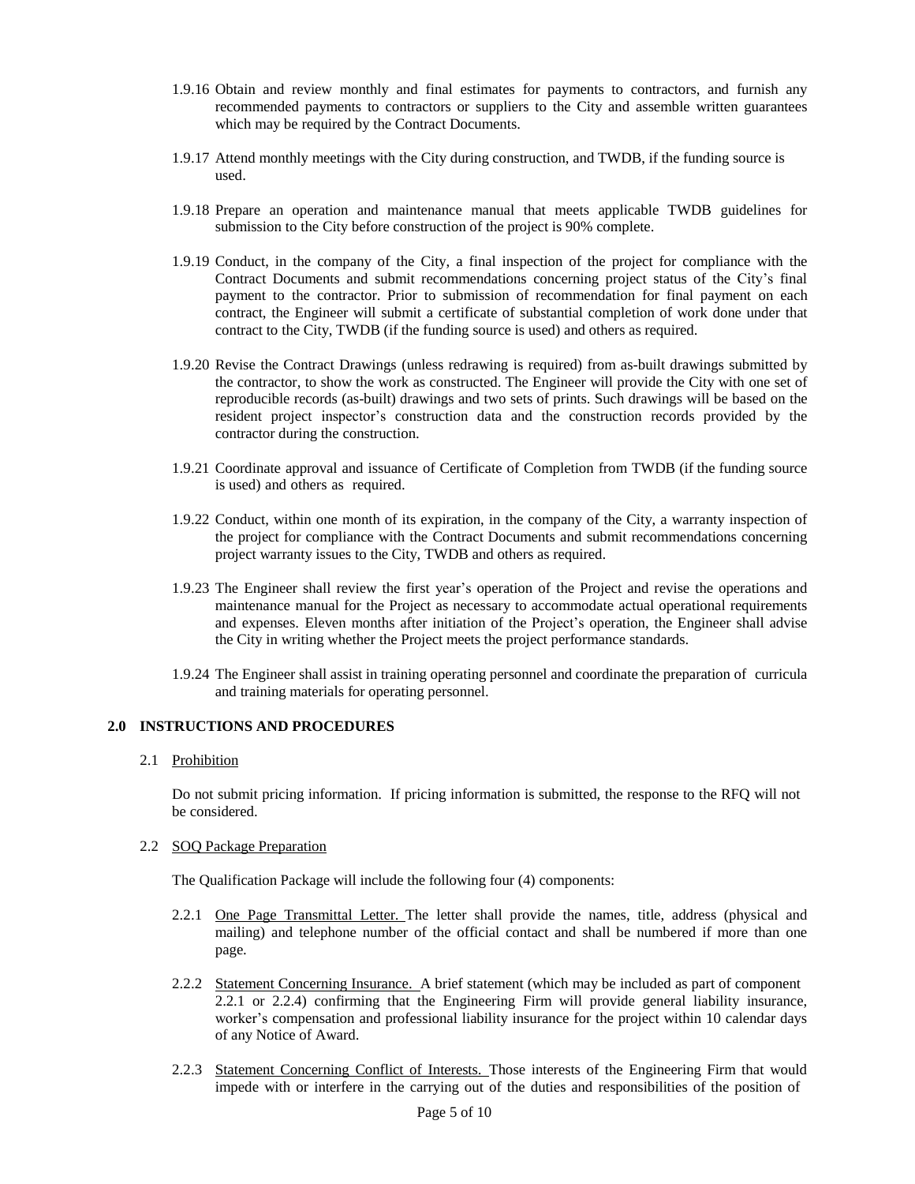1.9.16 Obtain and review monthly and final estimates for payments to contractors, and furnish any recommended payments to contractors or suppliers to the City and assemble written guarantees which may be required by the Contract Documents.

1.9.17 Attend monthly meetings with the City during construction, and TWDB, if the funding source is used.

1.9.18 Prepare an operation and maintenance manual that meets applicable TWDB guidelines for submission to the City before construction of the project is 90% complete.

1.9.19 Conduct, in the company of the City, a final inspection of the project for compliance with the Contract Documents and submit recommendations concerning project status of the City's final payment to the contractor. Prior to submission of recommendation for final payment on each contract, the Engineer will submit a certificate of substantial completion of work done under that contract to the City, TWDB (if the funding source is used) and others as required.

1.9.20 Revise the Contract Drawings (unless redrawing is required) from as-built drawings submitted by the contractor, to show the work as constructed. The Engineer will provide the City with one set of reproducible records (as-built) drawings and two sets of prints. Such drawings will be based on the resident project inspector's construction data and the construction records provided by the contractor during the construction.

1.9.21 Coordinate approval and issuance of Certificate of Completion from TWDB (if the funding source is used) and others as required.

1.9.22 Conduct, within one month of its expiration, in the company of the City, a warranty inspection of the project for compliance with the Contract Documents and submit recommendations concerning project warranty issues to the City, TWDB and others as required.

1.9.23 The Engineer shall review the first year's operation of the Project and revise the operations and maintenance manual for the Project as necessary to accommodate actual operational requirements and expenses. Eleven months after initiation of the Project's operation, the Engineer shall advise the City in writing whether the Project meets the project performance standards.

1.9.24 The Engineer shall assist in training operating personnel and coordinate the preparation of curricula and training materials for operating personnel.

## 2.0 INSTRUCTIONS AND PROCEDURES

2.1 Prohibition

Do not submit pricing information. If pricing information is submitted, the response to the RFQ will not be considered.

2.2 SOQ Package Preparation

The Qualification Package will include the following four (4) components:

2.2.1 One Page Transmittal Letter. The letter shall provide the names, title, address (physical and mailing) and telephone number of the official contact and shall be numbered if more than one page.

2.2.2 Statement Concerning Insurance. A brief statement (which may be included as part of component 2.2.1 or 2.2.4) confirming that the Engineering Firm will provide general liability insurance, worker's compensation and professional liability insurance for the project within 10 calendar days of any Notice of Award.

2.2.3 Statement Concerning Conflict of Interests. Those interests of the Engineering Firm that would impede with or interfere in the carrying out of the duties and responsibilities of the position of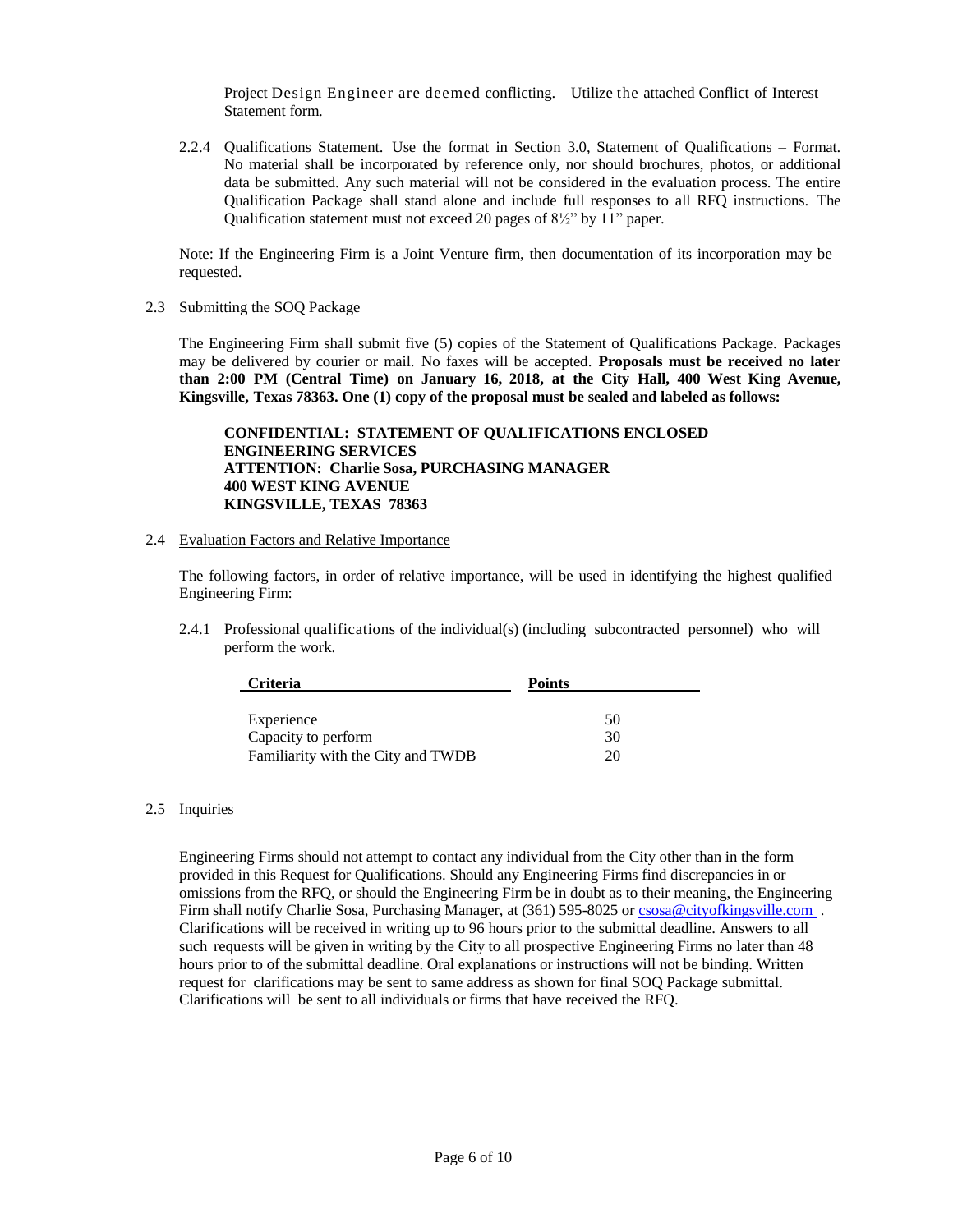Project Design Engineer are deemed conflicting. Utilize the attached Conflict of Interest Statement form.

2.2.4 Qualifications Statement. Use the format in Section 3.0, Statement of Qualifications – Format. No material shall be incorporated by reference only, nor should brochures, photos, or additional data be submitted. Any such material will not be considered in the evaluation process. The entire Qualification Package shall stand alone and include full responses to all RFQ instructions. The Qualification statement must not exceed 20 pages of 8½" by 11" paper.

Note: If the Engineering Firm is a Joint Venture firm, then documentation of its incorporation may be requested.

2.3 Submitting the SOQ Package

The Engineering Firm shall submit five (5) copies of the Statement of Qualifications Package. Packages may be delivered by courier or mail. No faxes will be accepted. **Proposals must be received no later than 2:00 PM (Central Time) on January 16, 2018, at the City Hall, 400 West King Avenue, Kingsville, Texas 78363. One (1) copy of the proposal must be sealed and labeled as follows:**

**CONFIDENTIAL: STATEMENT OF QUALIFICATIONS ENCLOSED**
**ENGINEERING SERVICES**
**ATTENTION: Charlie Sosa, PURCHASING MANAGER**
**400 WEST KING AVENUE**
**KINGSVILLE, TEXAS 78363**

2.4 Evaluation Factors and Relative Importance

The following factors, in order of relative importance, will be used in identifying the highest qualified Engineering Firm:

2.4.1 Professional qualifications of the individual(s) (including subcontracted personnel) who will perform the work.

| Criteria | Points |
|---|---|
| Experience | 50 |
| Capacity to perform | 30 |
| Familiarity with the City and TWDB | 20 |

2.5 Inquiries

Engineering Firms should not attempt to contact any individual from the City other than in the form provided in this Request for Qualifications. Should any Engineering Firms find discrepancies in or omissions from the RFQ, or should the Engineering Firm be in doubt as to their meaning, the Engineering Firm shall notify Charlie Sosa, Purchasing Manager, at (361) 595-8025 or csosa@cityofkingsville.com . Clarifications will be received in writing up to 96 hours prior to the submittal deadline. Answers to all such requests will be given in writing by the City to all prospective Engineering Firms no later than 48 hours prior to of the submittal deadline. Oral explanations or instructions will not be binding. Written request for clarifications may be sent to same address as shown for final SOQ Package submittal. Clarifications will be sent to all individuals or firms that have received the RFQ.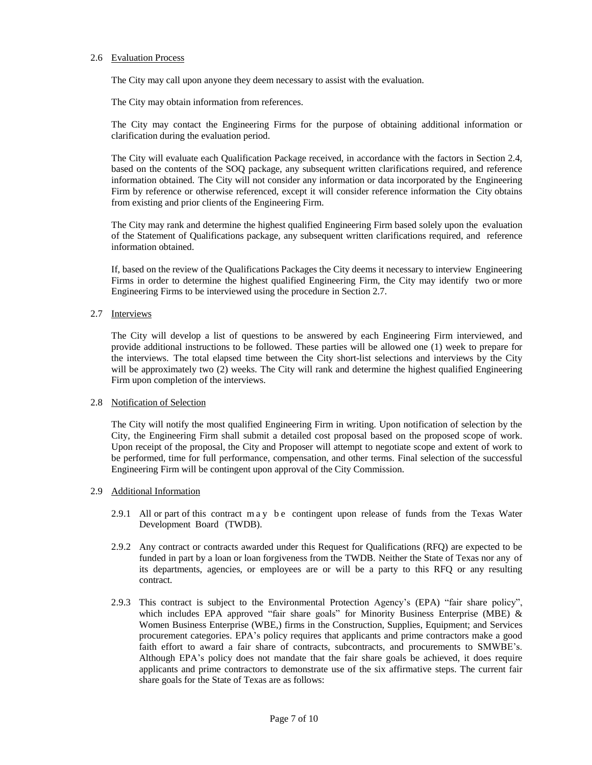### 2.6 Evaluation Process

The City may call upon anyone they deem necessary to assist with the evaluation.

The City may obtain information from references.

The City may contact the Engineering Firms for the purpose of obtaining additional information or clarification during the evaluation period.

The City will evaluate each Qualification Package received, in accordance with the factors in Section 2.4, based on the contents of the SOQ package, any subsequent written clarifications required, and reference information obtained. The City will not consider any information or data incorporated by the Engineering Firm by reference or otherwise referenced, except it will consider reference information the City obtains from existing and prior clients of the Engineering Firm.

The City may rank and determine the highest qualified Engineering Firm based solely upon the evaluation of the Statement of Qualifications package, any subsequent written clarifications required, and reference information obtained.

If, based on the review of the Qualifications Packages the City deems it necessary to interview Engineering Firms in order to determine the highest qualified Engineering Firm, the City may identify two or more Engineering Firms to be interviewed using the procedure in Section 2.7.

### 2.7 Interviews

The City will develop a list of questions to be answered by each Engineering Firm interviewed, and provide additional instructions to be followed. These parties will be allowed one (1) week to prepare for the interviews. The total elapsed time between the City short-list selections and interviews by the City will be approximately two (2) weeks. The City will rank and determine the highest qualified Engineering Firm upon completion of the interviews.

### 2.8 Notification of Selection

The City will notify the most qualified Engineering Firm in writing. Upon notification of selection by the City, the Engineering Firm shall submit a detailed cost proposal based on the proposed scope of work. Upon receipt of the proposal, the City and Proposer will attempt to negotiate scope and extent of work to be performed, time for full performance, compensation, and other terms. Final selection of the successful Engineering Firm will be contingent upon approval of the City Commission.

### 2.9 Additional Information

2.9.1 All or part of this contract may be contingent upon release of funds from the Texas Water Development Board (TWDB).

2.9.2 Any contract or contracts awarded under this Request for Qualifications (RFQ) are expected to be funded in part by a loan or loan forgiveness from the TWDB. Neither the State of Texas nor any of its departments, agencies, or employees are or will be a party to this RFQ or any resulting contract.

2.9.3 This contract is subject to the Environmental Protection Agency's (EPA) "fair share policy", which includes EPA approved "fair share goals" for Minority Business Enterprise (MBE) & Women Business Enterprise (WBE,) firms in the Construction, Supplies, Equipment; and Services procurement categories. EPA's policy requires that applicants and prime contractors make a good faith effort to award a fair share of contracts, subcontracts, and procurements to SMWBE's. Although EPA's policy does not mandate that the fair share goals be achieved, it does require applicants and prime contractors to demonstrate use of the six affirmative steps. The current fair share goals for the State of Texas are as follows: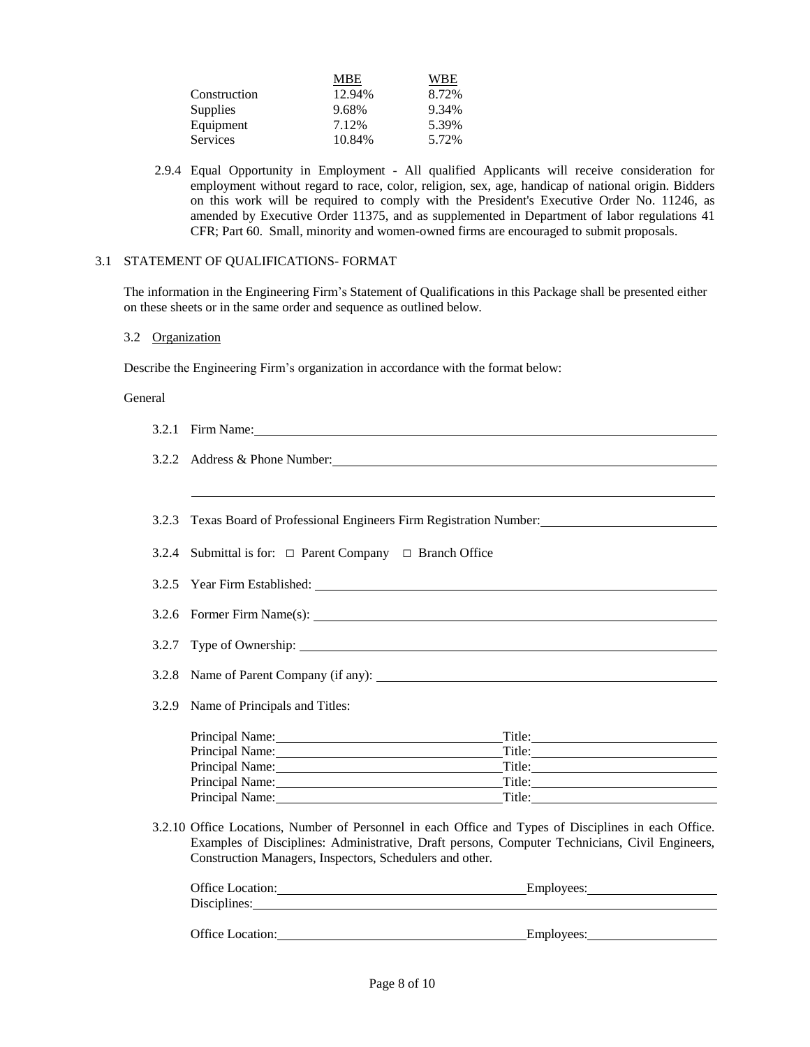| | MBE | WBE |
|---|---|---|
| Construction | 12.94% | 8.72% |
| Supplies | 9.68% | 9.34% |
| Equipment | 7.12% | 5.39% |
| Services | 10.84% | 5.72% |

2.9.4 Equal Opportunity in Employment - All qualified Applicants will receive consideration for employment without regard to race, color, religion, sex, age, handicap of national origin. Bidders on this work will be required to comply with the President's Executive Order No. 11246, as amended by Executive Order 11375, and as supplemented in Department of labor regulations 41 CFR; Part 60. Small, minority and women-owned firms are encouraged to submit proposals.

## 3.1 STATEMENT OF QUALIFICATIONS- FORMAT

The information in the Engineering Firm's Statement of Qualifications in this Package shall be presented either on these sheets or in the same order and sequence as outlined below.

### 3.2 Organization

Describe the Engineering Firm's organization in accordance with the format below:

General

3.2.1 Firm Name: ____________________

3.2.2 Address & Phone Number: ____________________

____________________

3.2.3 Texas Board of Professional Engineers Firm Registration Number: ____________________

3.2.4 Submittal is for: □ Parent Company □ Branch Office

3.2.5 Year Firm Established: ____________________

3.2.6 Former Firm Name(s): ____________________

3.2.7 Type of Ownership: ____________________

3.2.8 Name of Parent Company (if any): ____________________

3.2.9 Name of Principals and Titles:

Principal Name: ____________________ Title: ____________________
Principal Name: ____________________ Title: ____________________
Principal Name: ____________________ Title: ____________________
Principal Name: ____________________ Title: ____________________
Principal Name: ____________________ Title: ____________________

3.2.10 Office Locations, Number of Personnel in each Office and Types of Disciplines in each Office. Examples of Disciplines: Administrative, Draft persons, Computer Technicians, Civil Engineers, Construction Managers, Inspectors, Schedulers and other.

Office Location: ____________________ Employees: ____________________
Disciplines: ____________________

Office Location: ____________________ Employees: ____________________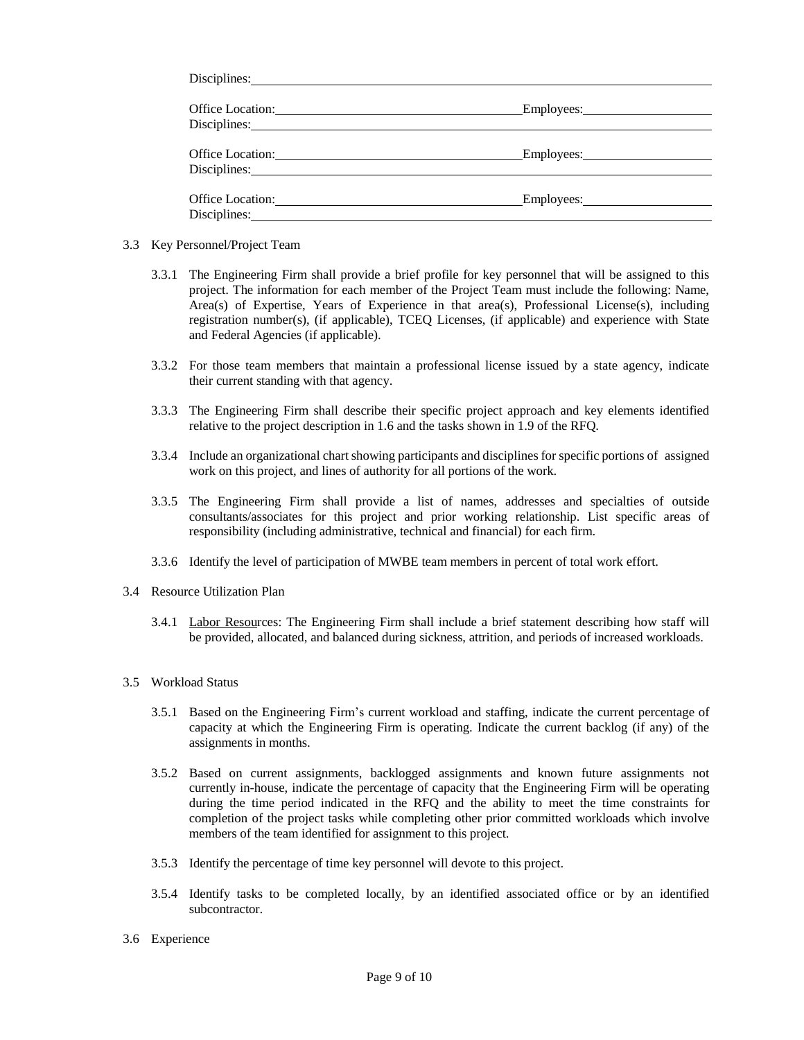Disciplines: ______________________________________________

Office Location: ______________________ Employees: ____________
Disciplines: ______________________________________________

Office Location: ______________________ Employees: ____________
Disciplines: ______________________________________________

Office Location: ______________________ Employees: ____________
Disciplines: ______________________________________________

3.3 Key Personnel/Project Team

3.3.1 The Engineering Firm shall provide a brief profile for key personnel that will be assigned to this project. The information for each member of the Project Team must include the following: Name, Area(s) of Expertise, Years of Experience in that area(s), Professional License(s), including registration number(s), (if applicable), TCEQ Licenses, (if applicable) and experience with State and Federal Agencies (if applicable).

3.3.2 For those team members that maintain a professional license issued by a state agency, indicate their current standing with that agency.

3.3.3 The Engineering Firm shall describe their specific project approach and key elements identified relative to the project description in 1.6 and the tasks shown in 1.9 of the RFQ.

3.3.4 Include an organizational chart showing participants and disciplines for specific portions of assigned work on this project, and lines of authority for all portions of the work.

3.3.5 The Engineering Firm shall provide a list of names, addresses and specialties of outside consultants/associates for this project and prior working relationship. List specific areas of responsibility (including administrative, technical and financial) for each firm.

3.3.6 Identify the level of participation of MWBE team members in percent of total work effort.

3.4 Resource Utilization Plan

3.4.1 Labor Resources: The Engineering Firm shall include a brief statement describing how staff will be provided, allocated, and balanced during sickness, attrition, and periods of increased workloads.

3.5 Workload Status

3.5.1 Based on the Engineering Firm's current workload and staffing, indicate the current percentage of capacity at which the Engineering Firm is operating. Indicate the current backlog (if any) of the assignments in months.

3.5.2 Based on current assignments, backlogged assignments and known future assignments not currently in-house, indicate the percentage of capacity that the Engineering Firm will be operating during the time period indicated in the RFQ and the ability to meet the time constraints for completion of the project tasks while completing other prior committed workloads which involve members of the team identified for assignment to this project.

3.5.3 Identify the percentage of time key personnel will devote to this project.

3.5.4 Identify tasks to be completed locally, by an identified associated office or by an identified subcontractor.

3.6 Experience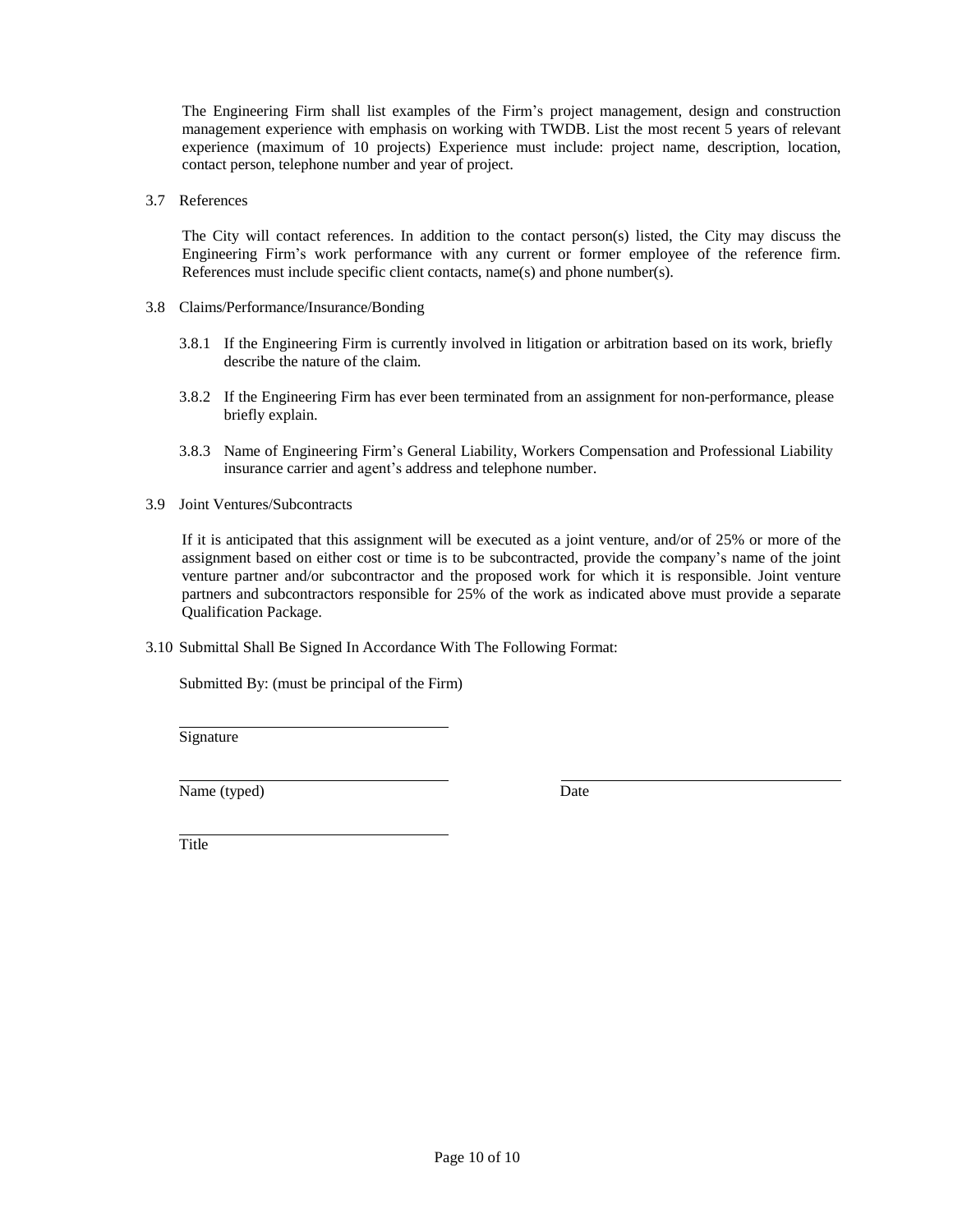The Engineering Firm shall list examples of the Firm's project management, design and construction management experience with emphasis on working with TWDB. List the most recent 5 years of relevant experience (maximum of 10 projects) Experience must include: project name, description, location, contact person, telephone number and year of project.

3.7 References

The City will contact references. In addition to the contact person(s) listed, the City may discuss the Engineering Firm's work performance with any current or former employee of the reference firm. References must include specific client contacts, name(s) and phone number(s).

3.8 Claims/Performance/Insurance/Bonding

3.8.1 If the Engineering Firm is currently involved in litigation or arbitration based on its work, briefly describe the nature of the claim.

3.8.2 If the Engineering Firm has ever been terminated from an assignment for non-performance, please briefly explain.

3.8.3 Name of Engineering Firm's General Liability, Workers Compensation and Professional Liability insurance carrier and agent's address and telephone number.

3.9 Joint Ventures/Subcontracts

If it is anticipated that this assignment will be executed as a joint venture, and/or of 25% or more of the assignment based on either cost or time is to be subcontracted, provide the company's name of the joint venture partner and/or subcontractor and the proposed work for which it is responsible. Joint venture partners and subcontractors responsible for 25% of the work as indicated above must provide a separate Qualification Package.

3.10 Submittal Shall Be Signed In Accordance With The Following Format:

Submitted By: (must be principal of the Firm)

\_\_\_\_\_\_\_\_\_\_\_\_\_\_\_\_\_\_\_\_\_\_\_\_\_\_\_\_\_\_\_\_
Signature

\_\_\_\_\_\_\_\_\_\_\_\_\_\_\_\_\_\_\_\_\_\_\_\_\_\_\_\_\_\_\_\_ \_\_\_\_\_\_\_\_\_\_\_\_\_\_\_\_\_\_\_\_\_\_\_\_\_\_\_\_\_\_\_\_
Name (typed) Date

\_\_\_\_\_\_\_\_\_\_\_\_\_\_\_\_\_\_\_\_\_\_\_\_\_\_\_\_\_\_\_\_
Title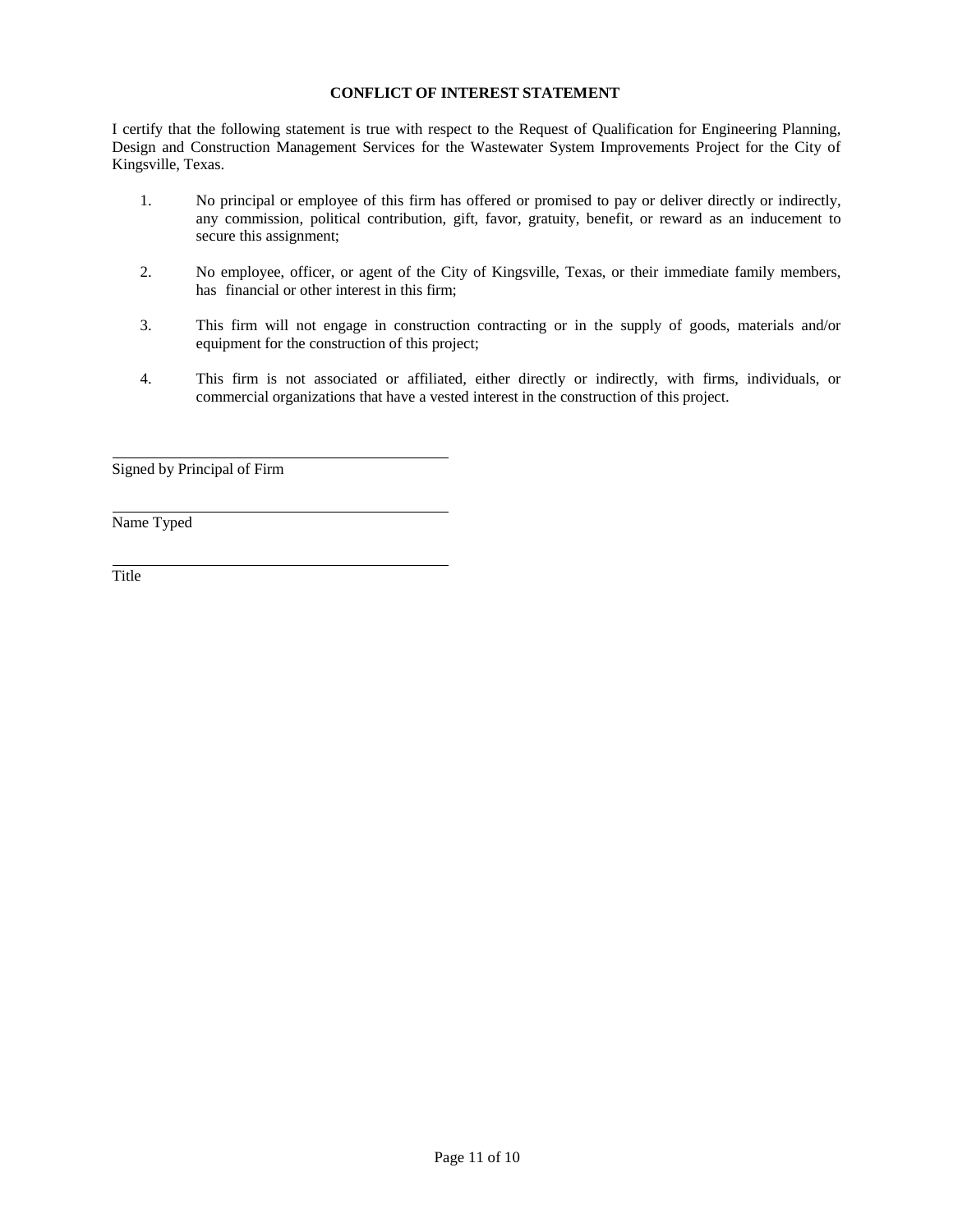**CONFLICT OF INTEREST STATEMENT**

I certify that the following statement is true with respect to the Request of Qualification for Engineering Planning, Design and Construction Management Services for the Wastewater System Improvements Project for the City of Kingsville, Texas.

1. No principal or employee of this firm has offered or promised to pay or deliver directly or indirectly, any commission, political contribution, gift, favor, gratuity, benefit, or reward as an inducement to secure this assignment;

2. No employee, officer, or agent of the City of Kingsville, Texas, or their immediate family members, has financial or other interest in this firm;

3. This firm will not engage in construction contracting or in the supply of goods, materials and/or equipment for the construction of this project;

4. This firm is not associated or affiliated, either directly or indirectly, with firms, individuals, or commercial organizations that have a vested interest in the construction of this project.

\_\_\_\_\_\_\_\_\_\_\_\_\_\_\_\_\_\_\_\_\_\_\_\_\_\_\_\_\_\_\_\_\_\_\_\_\_\_\_\_
Signed by Principal of Firm

\_\_\_\_\_\_\_\_\_\_\_\_\_\_\_\_\_\_\_\_\_\_\_\_\_\_\_\_\_\_\_\_\_\_\_\_\_\_\_\_
Name Typed

\_\_\_\_\_\_\_\_\_\_\_\_\_\_\_\_\_\_\_\_\_\_\_\_\_\_\_\_\_\_\_\_\_\_\_\_\_\_\_\_
Title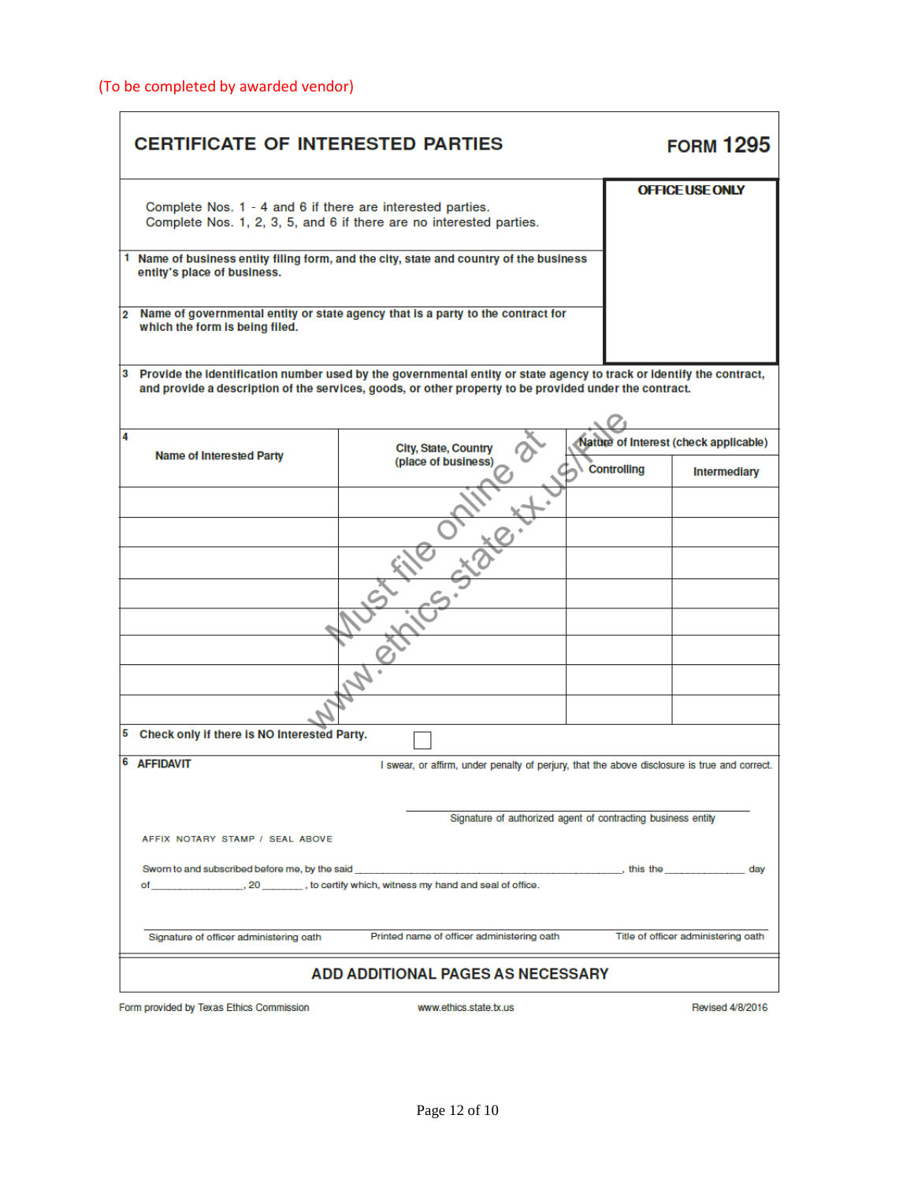(To be completed by awarded vendor)

# CERTIFICATE OF INTERESTED PARTIES

**FORM 1295**

Complete Nos. 1 - 4 and 6 if there are interested parties.
Complete Nos. 1, 2, 3, 5, and 6 if there are no interested parties.

**OFFICE USE ONLY**

**1** **Name of business entity filing form, and the city, state and country of the business entity's place of business.**

**2** **Name of governmental entity or state agency that is a party to the contract for which the form is being filed.**

**3** **Provide the identification number used by the governmental entity or state agency to track or identify the contract, and provide a description of the services, goods, or other property to be provided under the contract.**

**4**

| Name of Interested Party | City, State, Country (place of business) | Nature of Interest (check applicable) | |
|---|---|---|---|
| | | Controlling | Intermediary |
| | | | |
| | | | |
| | | | |
| | | | |
| | | | |
| | | | |
| | | | |
| | | | |

Must file online at www.ethics.state.tx.us/File

**5** **Check only if there is NO Interested Party.** ☐

**6** **AFFIDAVIT**

I swear, or affirm, under penalty of perjury, that the above disclosure is true and correct.

______________________________
Signature of authorized agent of contracting business entity

AFFIX NOTARY STAMP / SEAL ABOVE

Sworn to and subscribed before me, by the said ______________________________, this the ______________ day of ________________, 20________, to certify which, witness my hand and seal of office.

______________________________ ______________________________ ______________________________
Signature of officer administering oath | Printed name of officer administering oath | Title of officer administering oath

**ADD ADDITIONAL PAGES AS NECESSARY**

Form provided by Texas Ethics Commission www.ethics.state.tx.us Revised 4/8/2016